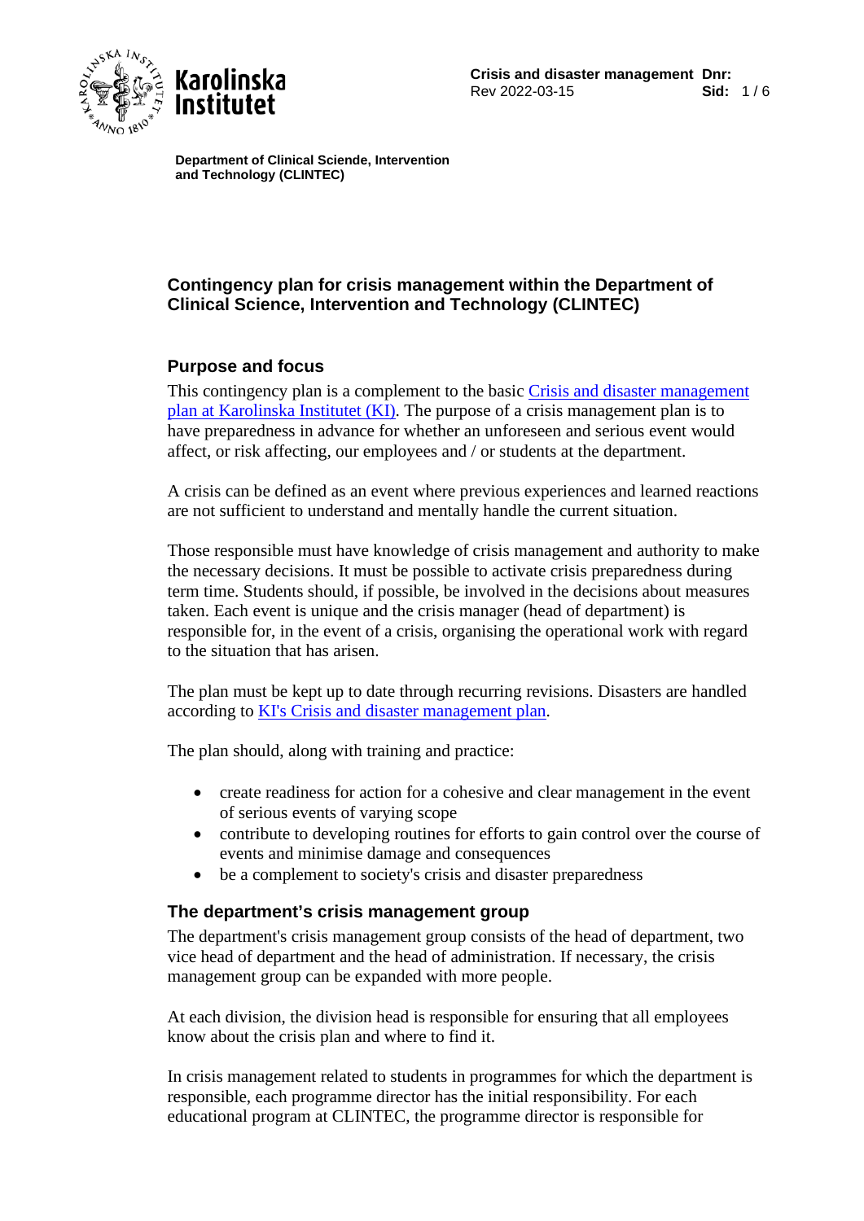**Department of Clinical Sciende, Intervention and Technology (CLINTEC)**

# Contingency plan for crisis management within the Department of Clinical Science, Intervention and Technology (CLINTEC)

## Purpose and focus

This contingency plan is a complement to the basic [Crisis and disaster management plan at Karolinska Institutet (KI)](). The purpose of a crisis management plan is to have preparedness in advance for whether an unforeseen and serious event would affect, or risk affecting, our employees and / or students at the department.

A crisis can be defined as an event where previous experiences and learned reactions are not sufficient to understand and mentally handle the current situation.

Those responsible must have knowledge of crisis management and authority to make the necessary decisions. It must be possible to activate crisis preparedness during term time. Students should, if possible, be involved in the decisions about measures taken. Each event is unique and the crisis manager (head of department) is responsible for, in the event of a crisis, organising the operational work with regard to the situation that has arisen.

The plan must be kept up to date through recurring revisions. Disasters are handled according to [KI's Crisis and disaster management plan]().

The plan should, along with training and practice:

- create readiness for action for a cohesive and clear management in the event of serious events of varying scope
- contribute to developing routines for efforts to gain control over the course of events and minimise damage and consequences
- be a complement to society's crisis and disaster preparedness

## The department's crisis management group

The department's crisis management group consists of the head of department, two vice head of department and the head of administration. If necessary, the crisis management group can be expanded with more people.

At each division, the division head is responsible for ensuring that all employees know about the crisis plan and where to find it.

In crisis management related to students in programmes for which the department is responsible, each programme director has the initial responsibility. For each educational program at CLINTEC, the programme director is responsible for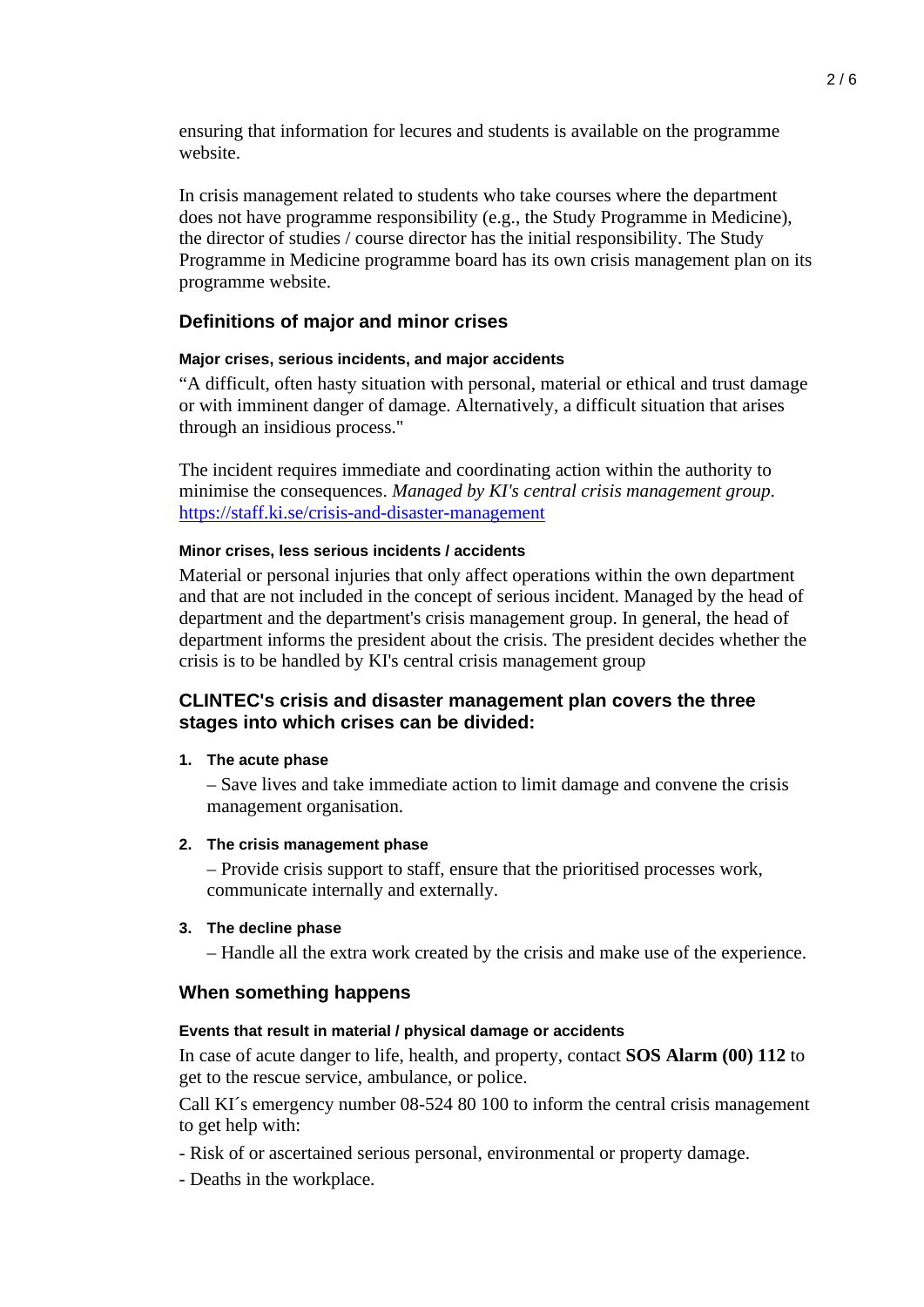ensuring that information for lecures and students is available on the programme website.

In crisis management related to students who take courses where the department does not have programme responsibility (e.g., the Study Programme in Medicine), the director of studies / course director has the initial responsibility. The Study Programme in Medicine programme board has its own crisis management plan on its programme website.

## Definitions of major and minor crises

### Major crises, serious incidents, and major accidents

“A difficult, often hasty situation with personal, material or ethical and trust damage or with imminent danger of damage. Alternatively, a difficult situation that arises through an insidious process."

The incident requires immediate and coordinating action within the authority to minimise the consequences. *Managed by KI's central crisis management group.* https://staff.ki.se/crisis-and-disaster-management

### Minor crises, less serious incidents / accidents

Material or personal injuries that only affect operations within the own department and that are not included in the concept of serious incident. Managed by the head of department and the department's crisis management group. In general, the head of department informs the president about the crisis. The president decides whether the crisis is to be handled by KI's central crisis management group

## CLINTEC's crisis and disaster management plan covers the three stages into which crises can be divided:

1. **The acute phase**

   – Save lives and take immediate action to limit damage and convene the crisis management organisation.

2. **The crisis management phase**

   – Provide crisis support to staff, ensure that the prioritised processes work, communicate internally and externally.

3. **The decline phase**

   – Handle all the extra work created by the crisis and make use of the experience.

## When something happens

### Events that result in material / physical damage or accidents

In case of acute danger to life, health, and property, contact **SOS Alarm (00) 112** to get to the rescue service, ambulance, or police.

Call KI´s emergency number 08-524 80 100 to inform the central crisis management to get help with:

- Risk of or ascertained serious personal, environmental or property damage.

- Deaths in the workplace.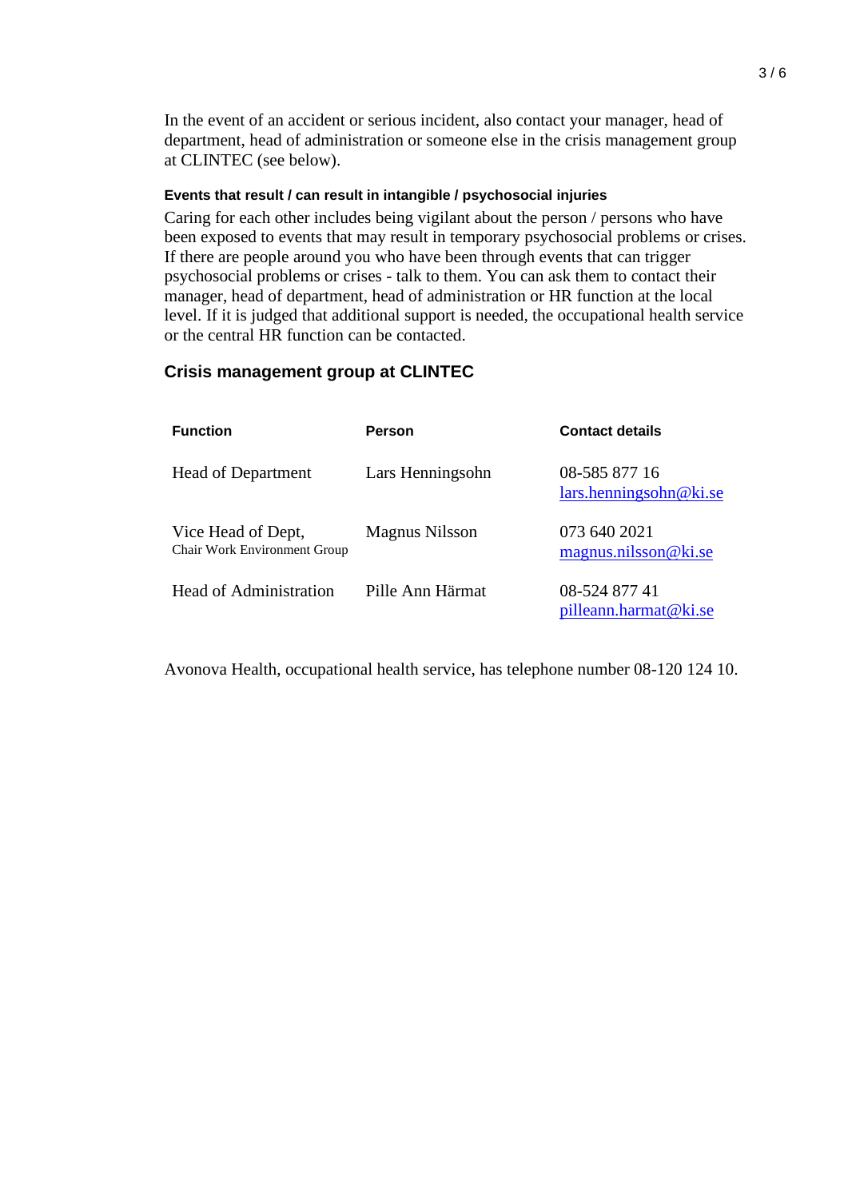In the event of an accident or serious incident, also contact your manager, head of department, head of administration or someone else in the crisis management group at CLINTEC (see below).

#### Events that result / can result in intangible / psychosocial injuries

Caring for each other includes being vigilant about the person / persons who have been exposed to events that may result in temporary psychosocial problems or crises. If there are people around you who have been through events that can trigger psychosocial problems or crises - talk to them. You can ask them to contact their manager, head of department, head of administration or HR function at the local level. If it is judged that additional support is needed, the occupational health service or the central HR function can be contacted.

## Crisis management group at CLINTEC

| Function | Person | Contact details |
|---|---|---|
| Head of Department | Lars Henningsohn | 08-585 877 16<br>lars.henningsohn@ki.se |
| Vice Head of Dept,<br>Chair Work Environment Group | Magnus Nilsson | 073 640 2021<br>magnus.nilsson@ki.se |
| Head of Administration | Pille Ann Härmat | 08-524 877 41<br>pilleann.harmat@ki.se |

Avonova Health, occupational health service, has telephone number 08-120 124 10.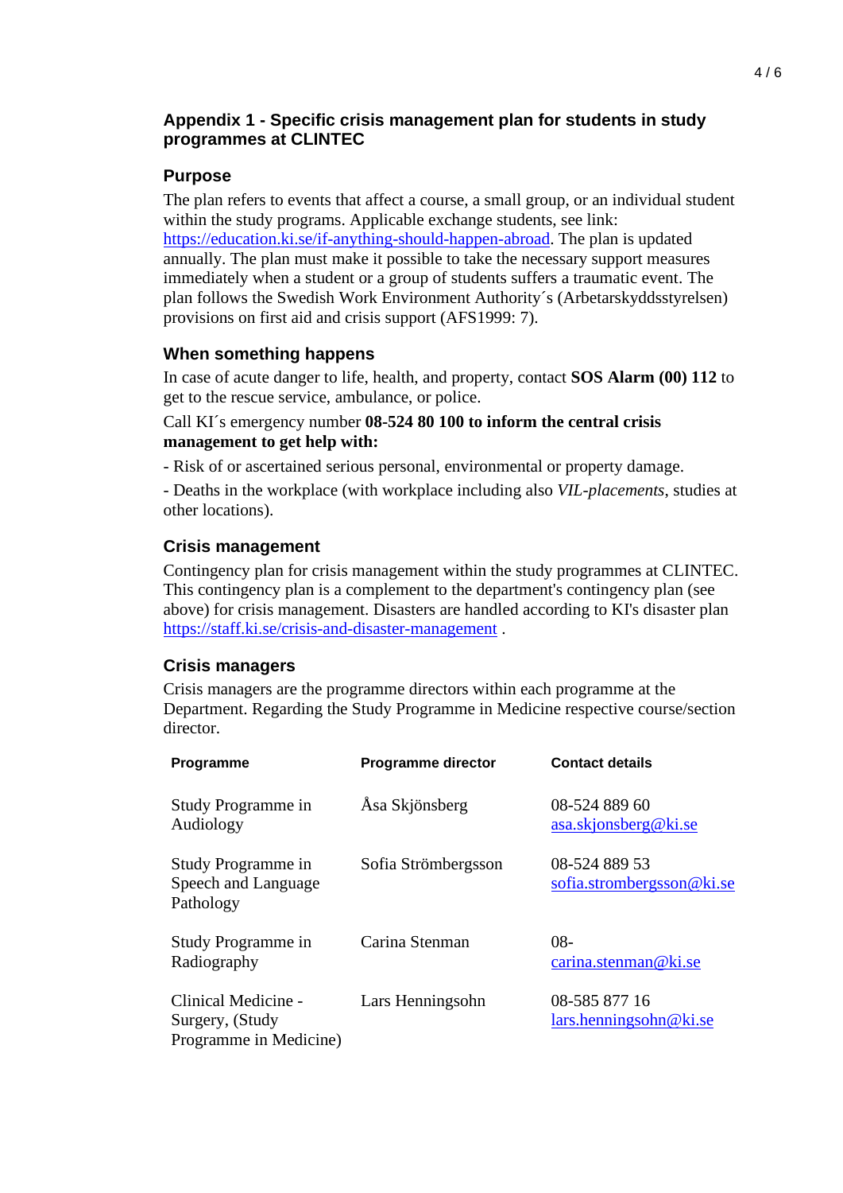## Appendix 1 - Specific crisis management plan for students in study programmes at CLINTEC

### Purpose

The plan refers to events that affect a course, a small group, or an individual student within the study programs. Applicable exchange students, see link: https://education.ki.se/if-anything-should-happen-abroad. The plan is updated annually. The plan must make it possible to take the necessary support measures immediately when a student or a group of students suffers a traumatic event. The plan follows the Swedish Work Environment Authority´s (Arbetarskyddsstyrelsen) provisions on first aid and crisis support (AFS1999: 7).

### When something happens

In case of acute danger to life, health, and property, contact **SOS Alarm (00) 112** to get to the rescue service, ambulance, or police.

Call KI´s emergency number **08-524 80 100 to inform the central crisis management to get help with:**

- Risk of or ascertained serious personal, environmental or property damage.

- Deaths in the workplace (with workplace including also *VIL-placements*, studies at other locations).

### Crisis management

Contingency plan for crisis management within the study programmes at CLINTEC. This contingency plan is a complement to the department's contingency plan (see above) for crisis management. Disasters are handled according to KI's disaster plan https://staff.ki.se/crisis-and-disaster-management .

### Crisis managers

Crisis managers are the programme directors within each programme at the Department. Regarding the Study Programme in Medicine respective course/section director.

| Programme | Programme director | Contact details |
|---|---|---|
| Study Programme in Audiology | Åsa Skjönsberg | 08-524 889 60<br>asa.skjonsberg@ki.se |
| Study Programme in Speech and Language Pathology | Sofia Strömbergsson | 08-524 889 53<br>sofia.strombergsson@ki.se |
| Study Programme in Radiography | Carina Stenman | 08-<br>carina.stenman@ki.se |
| Clinical Medicine - Surgery, (Study Programme in Medicine) | Lars Henningsohn | 08-585 877 16<br>lars.henningsohn@ki.se |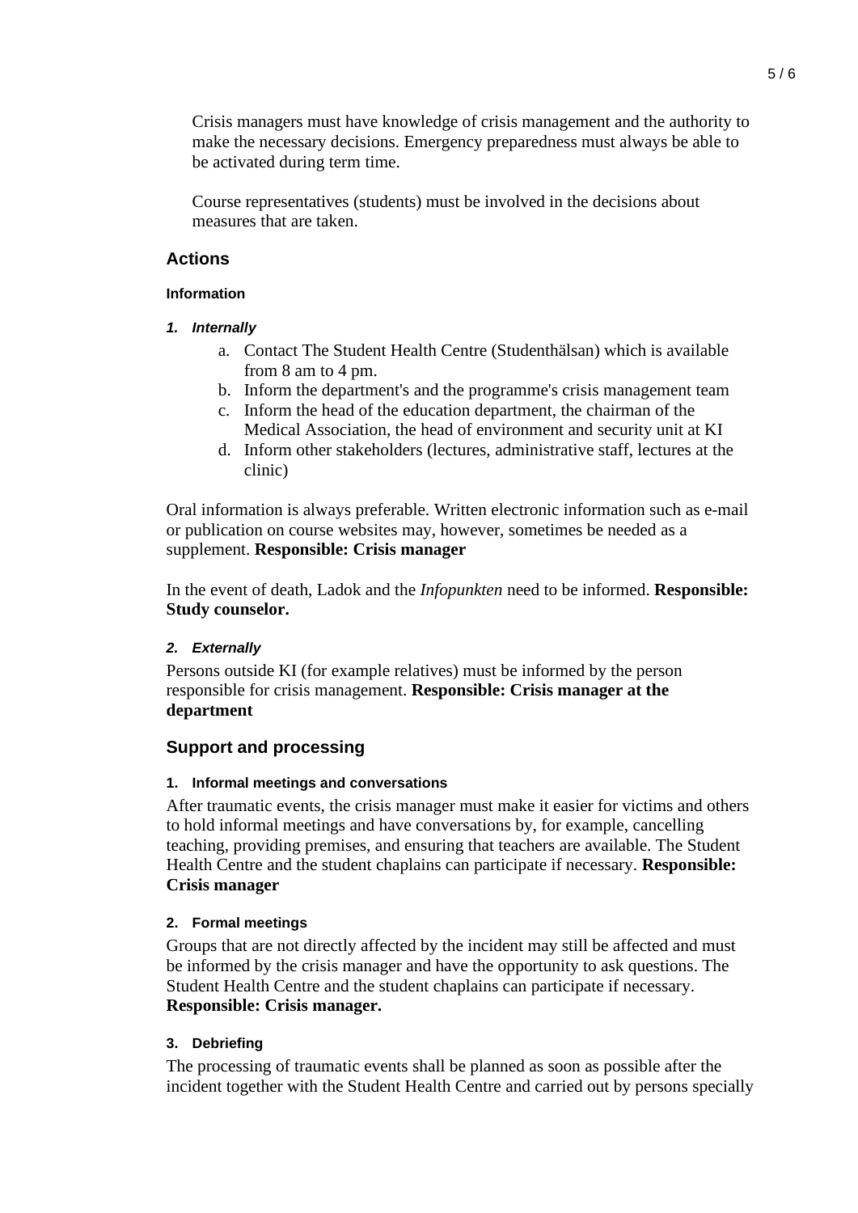Crisis managers must have knowledge of crisis management and the authority to make the necessary decisions. Emergency preparedness must always be able to be activated during term time.

Course representatives (students) must be involved in the decisions about measures that are taken.

## Actions

#### Information

##### *1. Internally*

a. Contact The Student Health Centre (Studenthälsan) which is available from 8 am to 4 pm.
b. Inform the department's and the programme's crisis management team
c. Inform the head of the education department, the chairman of the Medical Association, the head of environment and security unit at KI
d. Inform other stakeholders (lectures, administrative staff, lectures at the clinic)

Oral information is always preferable. Written electronic information such as e-mail or publication on course websites may, however, sometimes be needed as a supplement. **Responsible: Crisis manager**

In the event of death, Ladok and the *Infopunkten* need to be informed. **Responsible: Study counselor.**

##### *2. Externally*

Persons outside KI (for example relatives) must be informed by the person responsible for crisis management. **Responsible: Crisis manager at the department**

## Support and processing

#### 1. Informal meetings and conversations

After traumatic events, the crisis manager must make it easier for victims and others to hold informal meetings and have conversations by, for example, cancelling teaching, providing premises, and ensuring that teachers are available. The Student Health Centre and the student chaplains can participate if necessary. **Responsible: Crisis manager**

#### 2. Formal meetings

Groups that are not directly affected by the incident may still be affected and must be informed by the crisis manager and have the opportunity to ask questions. The Student Health Centre and the student chaplains can participate if necessary. **Responsible: Crisis manager.**

#### 3. Debriefing

The processing of traumatic events shall be planned as soon as possible after the incident together with the Student Health Centre and carried out by persons specially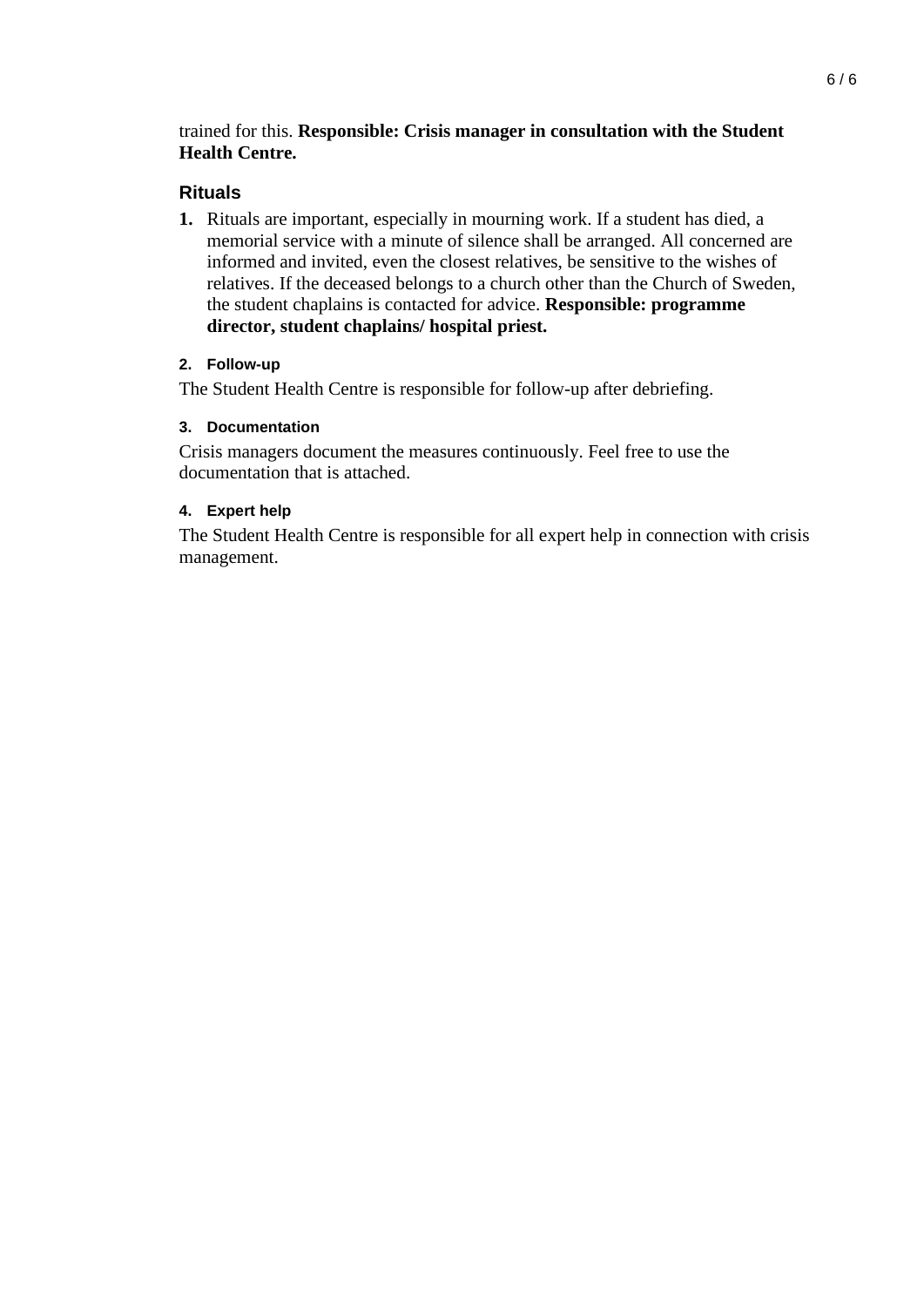trained for this. **Responsible: Crisis manager in consultation with the Student Health Centre.**

## Rituals

1. Rituals are important, especially in mourning work. If a student has died, a memorial service with a minute of silence shall be arranged. All concerned are informed and invited, even the closest relatives, be sensitive to the wishes of relatives. If the deceased belongs to a church other than the Church of Sweden, the student chaplains is contacted for advice. **Responsible: programme director, student chaplains/ hospital priest.**

### 2. Follow-up

The Student Health Centre is responsible for follow-up after debriefing.

### 3. Documentation

Crisis managers document the measures continuously. Feel free to use the documentation that is attached.

### 4. Expert help

The Student Health Centre is responsible for all expert help in connection with crisis management.